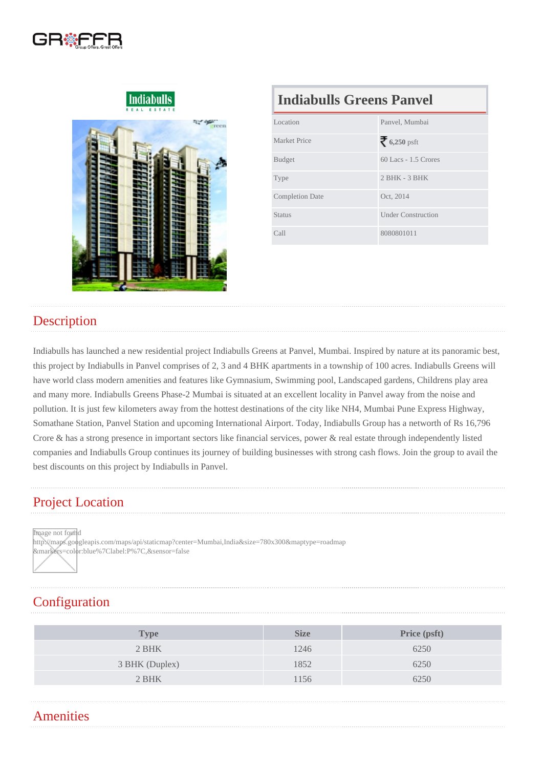# Indiabulls Greens Panvel

| | |
|---|---|
| Location | Panvel, Mumbai |
| Market Price | ₹ **6,250** psft |
| Budget | 60 Lacs - 1.5 Crores |
| Type | 2 BHK - 3 BHK |
| Completion Date | Oct, 2014 |
| Status | Under Construction |
| Call | 8080801011 |

## Description

Indiabulls has launched a new residential project Indiabulls Greens at Panvel, Mumbai. Inspired by nature at its panoramic best, this project by Indiabulls in Panvel comprises of 2, 3 and 4 BHK apartments in a township of 100 acres. Indiabulls Greens will have world class modern amenities and features like Gymnasium, Swimming pool, Landscaped gardens, Childrens play area and many more. Indiabulls Greens Phase-2 Mumbai is situated at an excellent locality in Panvel away from the noise and pollution. It is just few kilometers away from the hottest destinations of the city like NH4, Mumbai Pune Express Highway, Somathane Station, Panvel Station and upcoming International Airport. Today, Indiabulls Group has a networth of Rs 16,796 Crore & has a strong presence in important sectors like financial services, power & real estate through independently listed companies and Indiabulls Group continues its journey of building businesses with strong cash flows. Join the group to avail the best discounts on this project by Indiabulls in Panvel.

## Project Location

Image not found
http://maps.googleapis.com/maps/api/staticmap?center=Mumbai,India&size=780x300&maptype=roadmap&markers=color:blue%7Clabel:P%7C,&sensor=false

## Configuration

| Type | Size | Price (psft) |
|---|---|---|
| 2 BHK | 1246 | 6250 |
| 3 BHK (Duplex) | 1852 | 6250 |
| 2 BHK | 1156 | 6250 |

## Amenities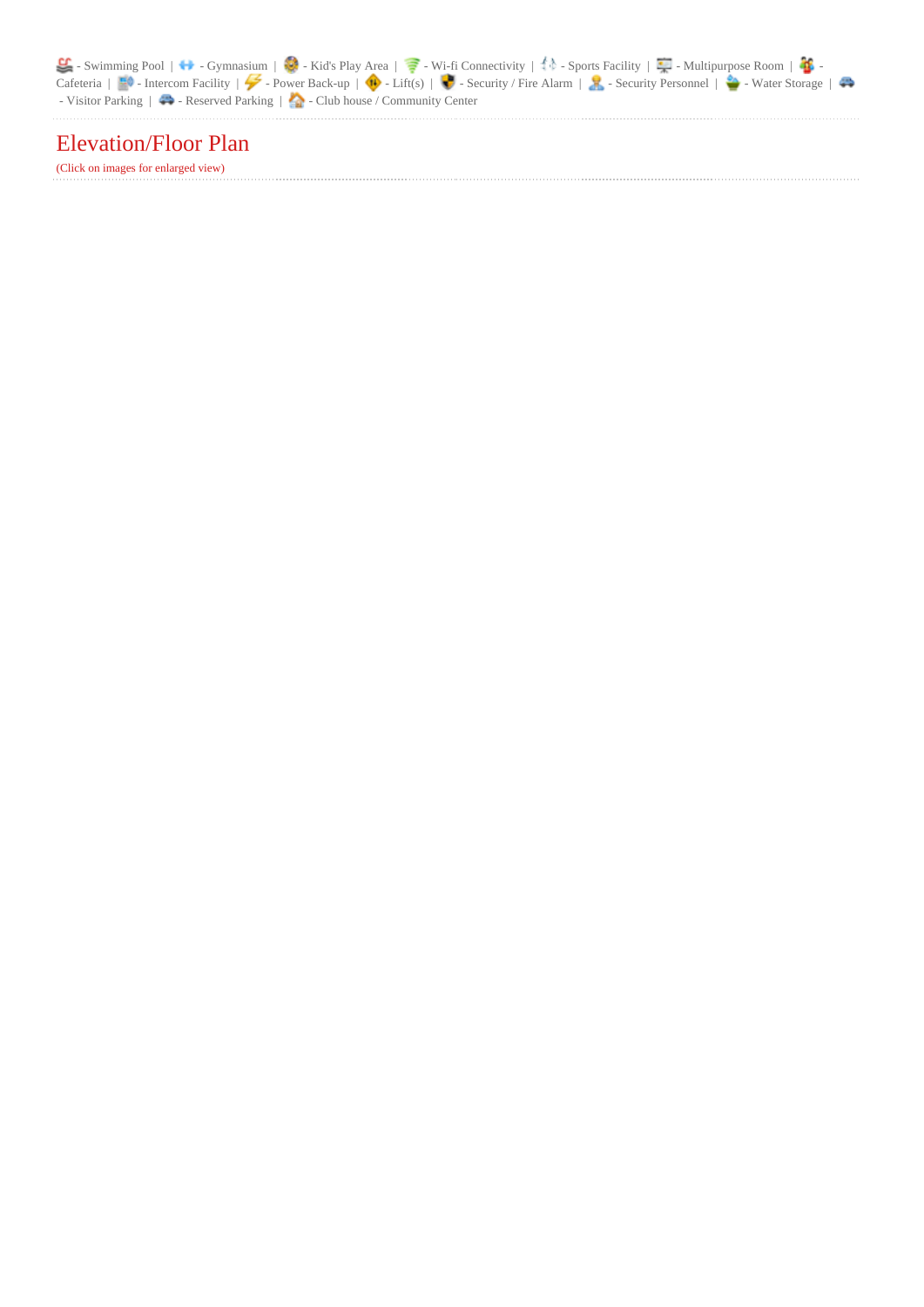- Swimming Pool | - Gymnasium | - Kid's Play Area | - Wi-fi Connectivity | - Sports Facility | - Multipurpose Room | - Cafeteria | - Intercom Facility | - Power Back-up | - Lift(s) | - Security / Fire Alarm | - Security Personnel | - Water Storage | - Visitor Parking | - Reserved Parking | - Club house / Community Center

## Elevation/Floor Plan

(Click on images for enlarged view)